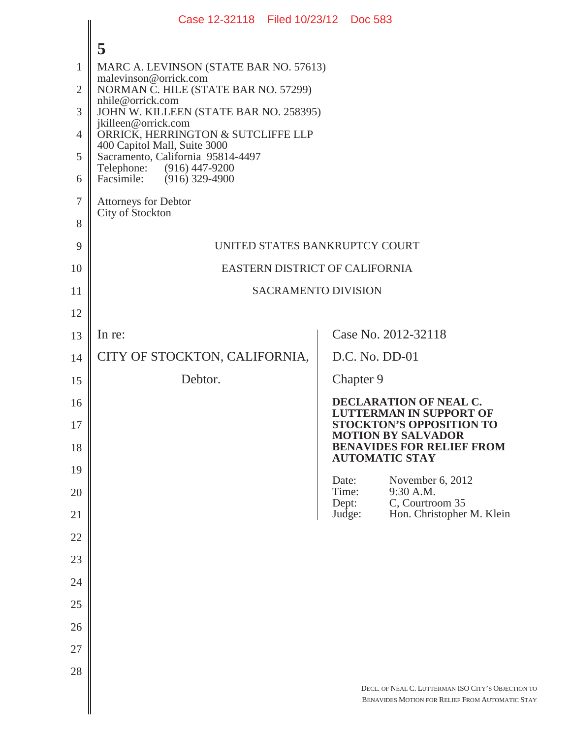5

MARC A. LEVINSON (STATE BAR NO. 57613)
malevinson@orrick.com
NORMAN C. HILE (STATE BAR NO. 57299)
nhile@orrick.com
JOHN W. KILLEEN (STATE BAR NO. 258395)
jkilleen@orrick.com
ORRICK, HERRINGTON & SUTCLIFFE LLP
400 Capitol Mall, Suite 3000
Sacramento, California 95814-4497
Telephone: (916) 447-9200
Facsimile: (916) 329-4900

Attorneys for Debtor
City of Stockton

UNITED STATES BANKRUPTCY COURT

EASTERN DISTRICT OF CALIFORNIA

SACRAMENTO DIVISION

| | |
|---|---|
| In re: | Case No. 2012-32118 |
| CITY OF STOCKTON, CALIFORNIA, | D.C. No. DD-01 |
| Debtor. | Chapter 9 |
| | **DECLARATION OF NEAL C. LUTTERMAN IN SUPPORT OF STOCKTON'S OPPOSITION TO MOTION BY SALVADOR BENAVIDES FOR RELIEF FROM AUTOMATIC STAY** |
| | Date: November 6, 2012<br>Time: 9:30 A.M.<br>Dept: C, Courtroom 35<br>Judge: Hon. Christopher M. Klein |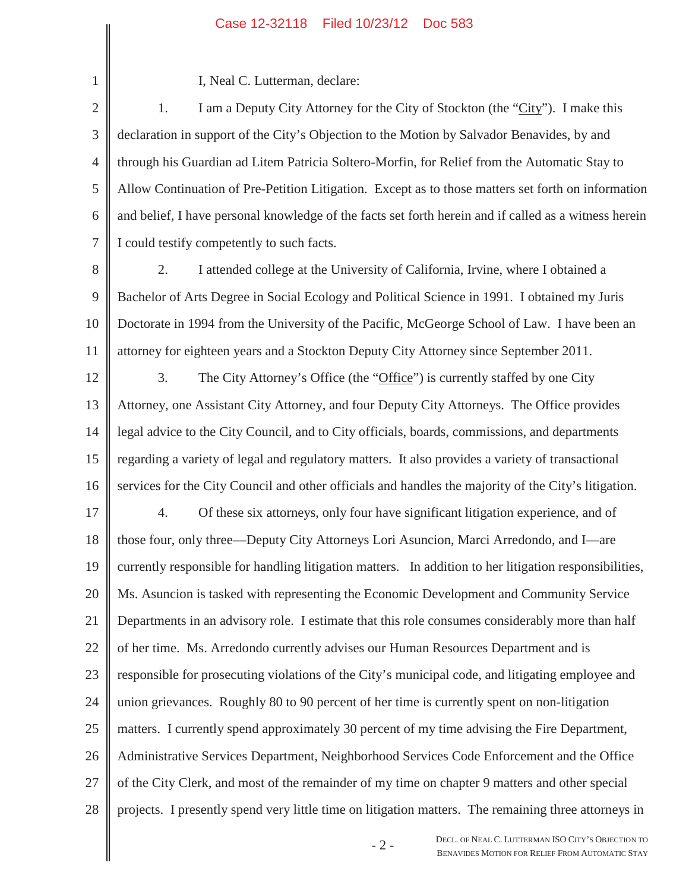I, Neal C. Lutterman, declare:

1. I am a Deputy City Attorney for the City of Stockton (the "City"). I make this declaration in support of the City's Objection to the Motion by Salvador Benavides, by and through his Guardian ad Litem Patricia Soltero-Morfin, for Relief from the Automatic Stay to Allow Continuation of Pre-Petition Litigation. Except as to those matters set forth on information and belief, I have personal knowledge of the facts set forth herein and if called as a witness herein I could testify competently to such facts.

2. I attended college at the University of California, Irvine, where I obtained a Bachelor of Arts Degree in Social Ecology and Political Science in 1991. I obtained my Juris Doctorate in 1994 from the University of the Pacific, McGeorge School of Law. I have been an attorney for eighteen years and a Stockton Deputy City Attorney since September 2011.

3. The City Attorney's Office (the "Office") is currently staffed by one City Attorney, one Assistant City Attorney, and four Deputy City Attorneys. The Office provides legal advice to the City Council, and to City officials, boards, commissions, and departments regarding a variety of legal and regulatory matters. It also provides a variety of transactional services for the City Council and other officials and handles the majority of the City's litigation.

4. Of these six attorneys, only four have significant litigation experience, and of those four, only three—Deputy City Attorneys Lori Asuncion, Marci Arredondo, and I—are currently responsible for handling litigation matters. In addition to her litigation responsibilities, Ms. Asuncion is tasked with representing the Economic Development and Community Service Departments in an advisory role. I estimate that this role consumes considerably more than half of her time. Ms. Arredondo currently advises our Human Resources Department and is responsible for prosecuting violations of the City's municipal code, and litigating employee and union grievances. Roughly 80 to 90 percent of her time is currently spent on non-litigation matters. I currently spend approximately 30 percent of my time advising the Fire Department, Administrative Services Department, Neighborhood Services Code Enforcement and the Office of the City Clerk, and most of the remainder of my time on chapter 9 matters and other special projects. I presently spend very little time on litigation matters. The remaining three attorneys in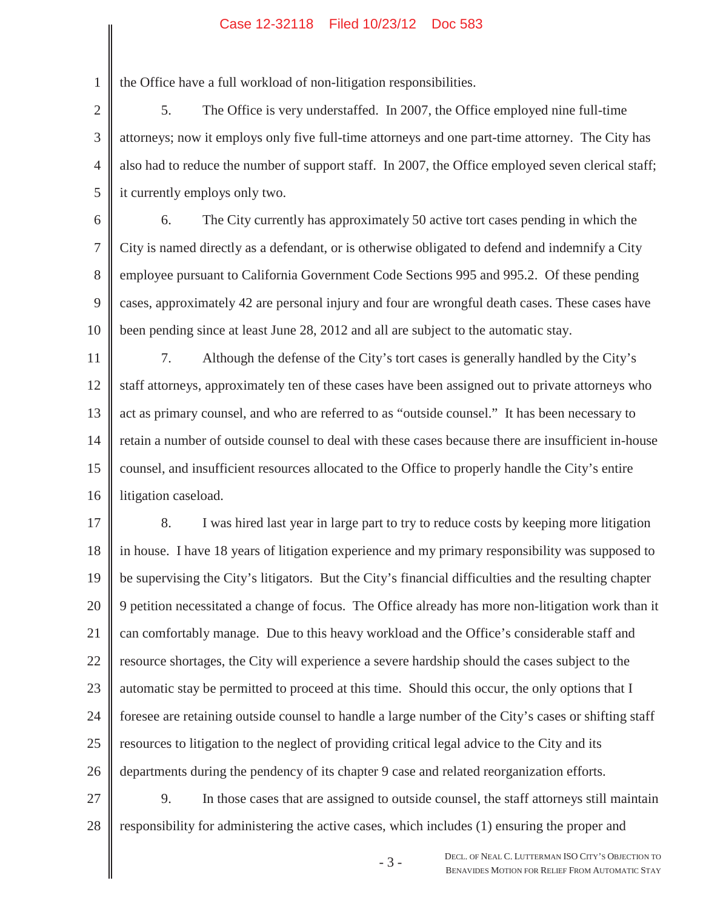the Office have a full workload of non-litigation responsibilities.

5. The Office is very understaffed. In 2007, the Office employed nine full-time attorneys; now it employs only five full-time attorneys and one part-time attorney. The City has also had to reduce the number of support staff. In 2007, the Office employed seven clerical staff; it currently employs only two.

6. The City currently has approximately 50 active tort cases pending in which the City is named directly as a defendant, or is otherwise obligated to defend and indemnify a City employee pursuant to California Government Code Sections 995 and 995.2. Of these pending cases, approximately 42 are personal injury and four are wrongful death cases. These cases have been pending since at least June 28, 2012 and all are subject to the automatic stay.

7. Although the defense of the City's tort cases is generally handled by the City's staff attorneys, approximately ten of these cases have been assigned out to private attorneys who act as primary counsel, and who are referred to as "outside counsel." It has been necessary to retain a number of outside counsel to deal with these cases because there are insufficient in-house counsel, and insufficient resources allocated to the Office to properly handle the City's entire litigation caseload.

8. I was hired last year in large part to try to reduce costs by keeping more litigation in house. I have 18 years of litigation experience and my primary responsibility was supposed to be supervising the City's litigators. But the City's financial difficulties and the resulting chapter 9 petition necessitated a change of focus. The Office already has more non-litigation work than it can comfortably manage. Due to this heavy workload and the Office's considerable staff and resource shortages, the City will experience a severe hardship should the cases subject to the automatic stay be permitted to proceed at this time. Should this occur, the only options that I foresee are retaining outside counsel to handle a large number of the City's cases or shifting staff resources to litigation to the neglect of providing critical legal advice to the City and its departments during the pendency of its chapter 9 case and related reorganization efforts.

9. In those cases that are assigned to outside counsel, the staff attorneys still maintain responsibility for administering the active cases, which includes (1) ensuring the proper and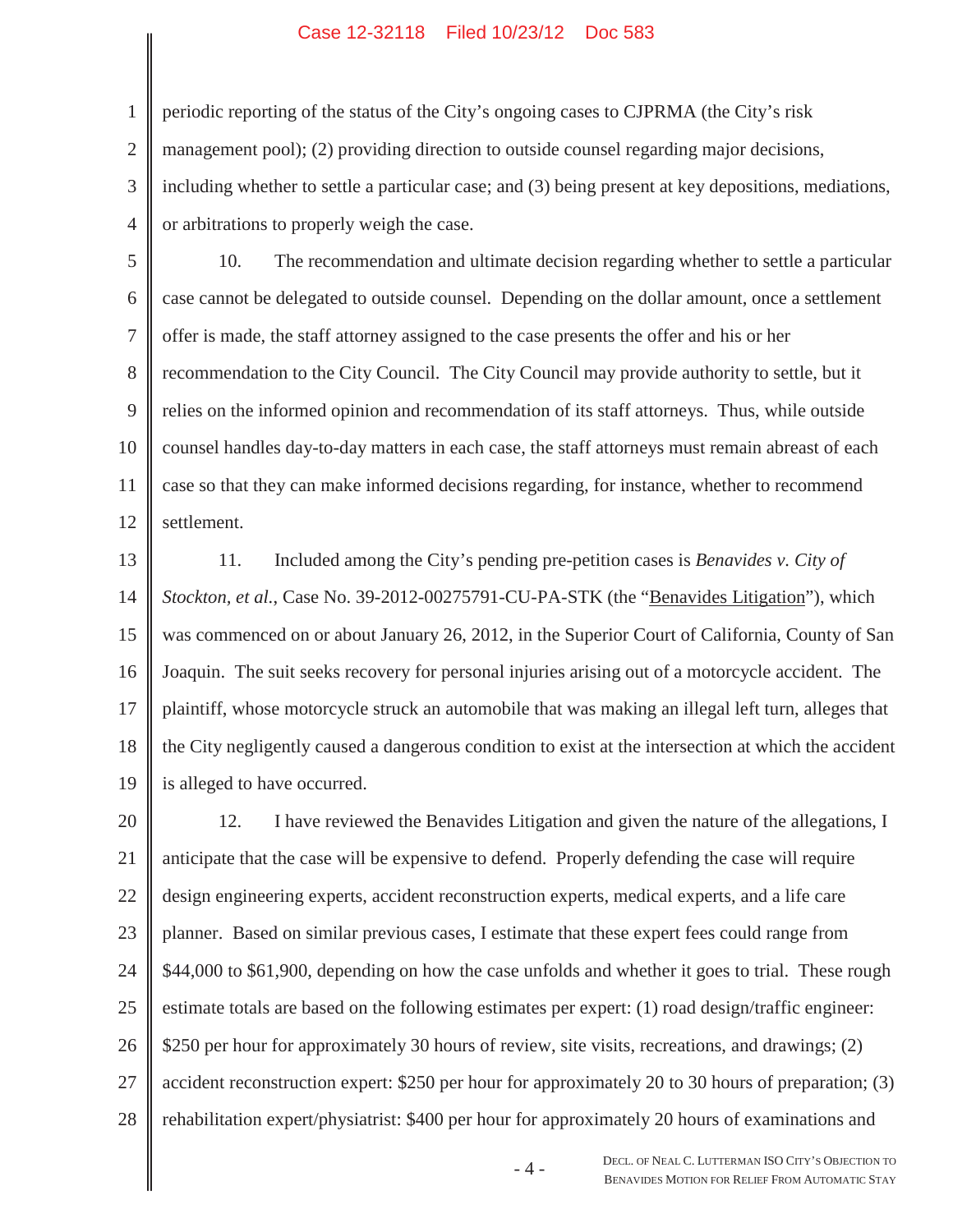periodic reporting of the status of the City's ongoing cases to CJPRMA (the City's risk management pool); (2) providing direction to outside counsel regarding major decisions, including whether to settle a particular case; and (3) being present at key depositions, mediations, or arbitrations to properly weigh the case.

10. The recommendation and ultimate decision regarding whether to settle a particular case cannot be delegated to outside counsel. Depending on the dollar amount, once a settlement offer is made, the staff attorney assigned to the case presents the offer and his or her recommendation to the City Council. The City Council may provide authority to settle, but it relies on the informed opinion and recommendation of its staff attorneys. Thus, while outside counsel handles day-to-day matters in each case, the staff attorneys must remain abreast of each case so that they can make informed decisions regarding, for instance, whether to recommend settlement.

11. Included among the City's pending pre-petition cases is *Benavides v. City of Stockton, et al.*, Case No. 39-2012-00275791-CU-PA-STK (the "Benavides Litigation"), which was commenced on or about January 26, 2012, in the Superior Court of California, County of San Joaquin. The suit seeks recovery for personal injuries arising out of a motorcycle accident. The plaintiff, whose motorcycle struck an automobile that was making an illegal left turn, alleges that the City negligently caused a dangerous condition to exist at the intersection at which the accident is alleged to have occurred.

12. I have reviewed the Benavides Litigation and given the nature of the allegations, I anticipate that the case will be expensive to defend. Properly defending the case will require design engineering experts, accident reconstruction experts, medical experts, and a life care planner. Based on similar previous cases, I estimate that these expert fees could range from $44,000 to $61,900, depending on how the case unfolds and whether it goes to trial. These rough estimate totals are based on the following estimates per expert: (1) road design/traffic engineer: $250 per hour for approximately 30 hours of review, site visits, recreations, and drawings; (2) accident reconstruction expert: $250 per hour for approximately 20 to 30 hours of preparation; (3) rehabilitation expert/physiatrist: $400 per hour for approximately 20 hours of examinations and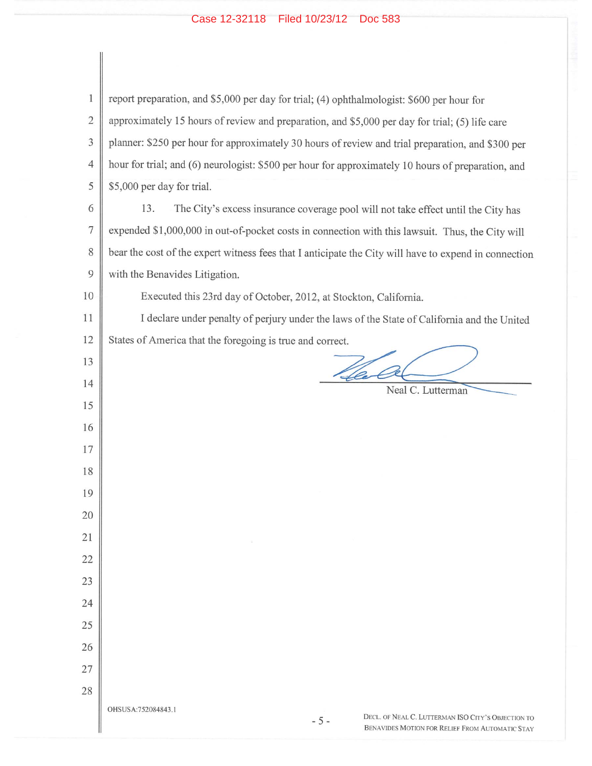report preparation, and $5,000 per day for trial; (4) ophthalmologist: $600 per hour for approximately 15 hours of review and preparation, and $5,000 per day for trial; (5) life care planner: $250 per hour for approximately 30 hours of review and trial preparation, and $300 per hour for trial; and (6) neurologist: $500 per hour for approximately 10 hours of preparation, and $5,000 per day for trial.

13. The City's excess insurance coverage pool will not take effect until the City has expended $1,000,000 in out-of-pocket costs in connection with this lawsuit. Thus, the City will bear the cost of the expert witness fees that I anticipate the City will have to expend in connection with the Benavides Litigation.

Executed this 23rd day of October, 2012, at Stockton, California.

I declare under penalty of perjury under the laws of the State of California and the United States of America that the foregoing is true and correct.

Neal C. Lutterman

OHSUSA:752084843.1

DECL. OF NEAL C. LUTTERMAN ISO CITY'S OBJECTION TO BENAVIDES MOTION FOR RELIEF FROM AUTOMATIC STAY